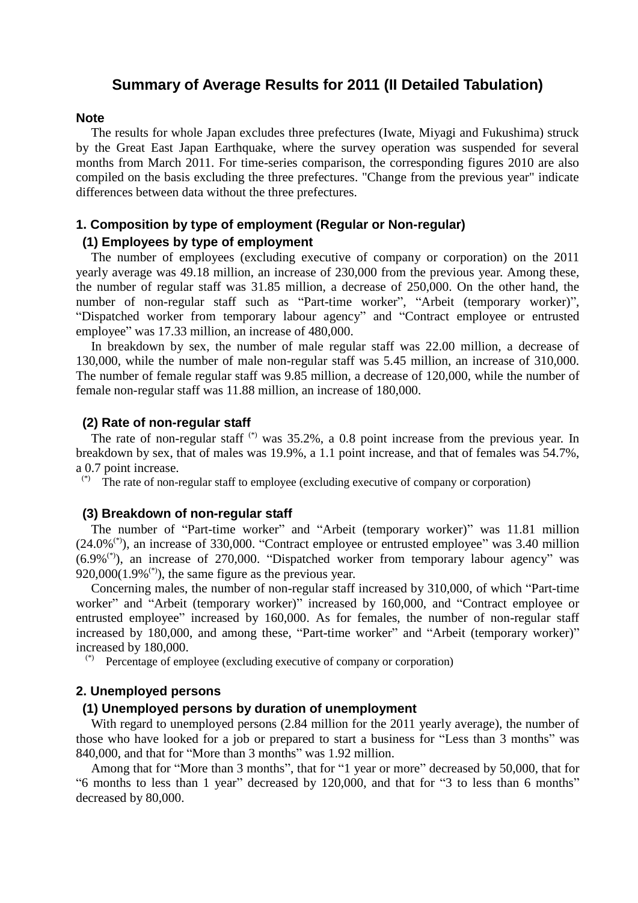# Summary of Average Results for 2011 (II Detailed Tabulation)

**Note**

The results for whole Japan excludes three prefectures (Iwate, Miyagi and Fukushima) struck by the Great East Japan Earthquake, where the survey operation was suspended for several months from March 2011. For time-series comparison, the corresponding figures 2010 are also compiled on the basis excluding the three prefectures. "Change from the previous year" indicate differences between data without the three prefectures.

## 1. Composition by type of employment (Regular or Non-regular)

### (1) Employees by type of employment

The number of employees (excluding executive of company or corporation) on the 2011 yearly average was 49.18 million, an increase of 230,000 from the previous year. Among these, the number of regular staff was 31.85 million, a decrease of 250,000. On the other hand, the number of non-regular staff such as “Part-time worker”, “Arbeit (temporary worker)”, “Dispatched worker from temporary labour agency” and “Contract employee or entrusted employee” was 17.33 million, an increase of 480,000.

In breakdown by sex, the number of male regular staff was 22.00 million, a decrease of 130,000, while the number of male non-regular staff was 5.45 million, an increase of 310,000. The number of female regular staff was 9.85 million, a decrease of 120,000, while the number of female non-regular staff was 11.88 million, an increase of 180,000.

### (2) Rate of non-regular staff

The rate of non-regular staff [(*)] was 35.2%, a 0.8 point increase from the previous year. In breakdown by sex, that of males was 19.9%, a 1.1 point increase, and that of females was 54.7%, a 0.7 point increase.

(*) The rate of non-regular staff to employee (excluding executive of company or corporation)

### (3) Breakdown of non-regular staff

The number of “Part-time worker” and “Arbeit (temporary worker)” was 11.81 million (24.0%[(*)]), an increase of 330,000. “Contract employee or entrusted employee” was 3.40 million (6.9%[(*)]), an increase of 270,000. “Dispatched worker from temporary labour agency” was 920,000(1.9%[(*)]), the same figure as the previous year.

Concerning males, the number of non-regular staff increased by 310,000, of which “Part-time worker” and “Arbeit (temporary worker)” increased by 160,000, and “Contract employee or entrusted employee” increased by 160,000. As for females, the number of non-regular staff increased by 180,000, and among these, “Part-time worker” and “Arbeit (temporary worker)” increased by 180,000.

(*) Percentage of employee (excluding executive of company or corporation)

## 2. Unemployed persons

### (1) Unemployed persons by duration of unemployment

With regard to unemployed persons (2.84 million for the 2011 yearly average), the number of those who have looked for a job or prepared to start a business for “Less than 3 months” was 840,000, and that for “More than 3 months” was 1.92 million.

Among that for “More than 3 months”, that for “1 year or more” decreased by 50,000, that for “6 months to less than 1 year” decreased by 120,000, and that for “3 to less than 6 months” decreased by 80,000.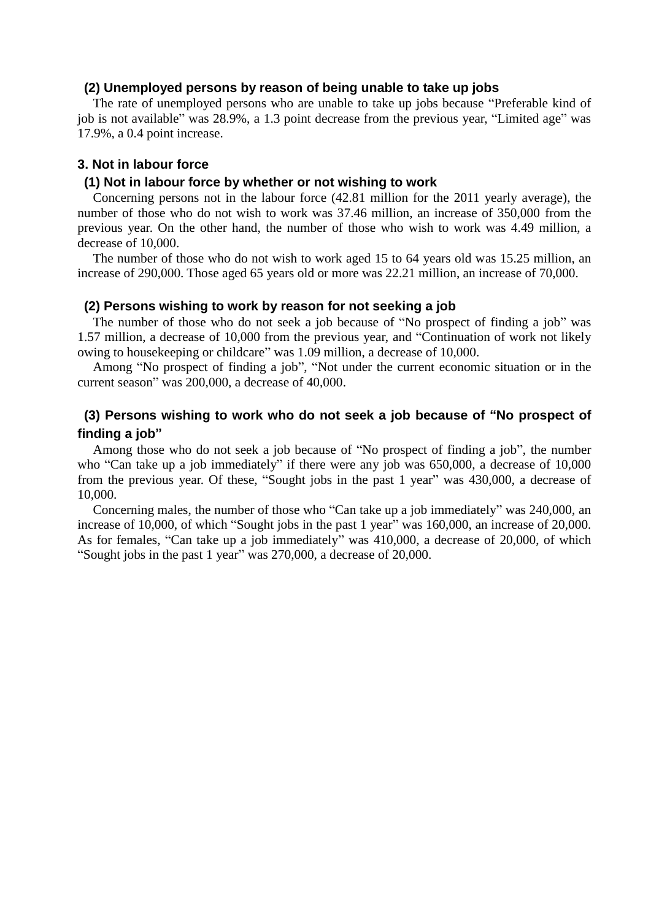### (2) Unemployed persons by reason of being unable to take up jobs

The rate of unemployed persons who are unable to take up jobs because "Preferable kind of job is not available" was 28.9%, a 1.3 point decrease from the previous year, "Limited age" was 17.9%, a 0.4 point increase.

## 3. Not in labour force

### (1) Not in labour force by whether or not wishing to work

Concerning persons not in the labour force (42.81 million for the 2011 yearly average), the number of those who do not wish to work was 37.46 million, an increase of 350,000 from the previous year. On the other hand, the number of those who wish to work was 4.49 million, a decrease of 10,000.

The number of those who do not wish to work aged 15 to 64 years old was 15.25 million, an increase of 290,000. Those aged 65 years old or more was 22.21 million, an increase of 70,000.

### (2) Persons wishing to work by reason for not seeking a job

The number of those who do not seek a job because of "No prospect of finding a job" was 1.57 million, a decrease of 10,000 from the previous year, and "Continuation of work not likely owing to housekeeping or childcare" was 1.09 million, a decrease of 10,000.

Among "No prospect of finding a job", "Not under the current economic situation or in the current season" was 200,000, a decrease of 40,000.

### (3) Persons wishing to work who do not seek a job because of "No prospect of finding a job"

Among those who do not seek a job because of "No prospect of finding a job", the number who "Can take up a job immediately" if there were any job was 650,000, a decrease of 10,000 from the previous year. Of these, "Sought jobs in the past 1 year" was 430,000, a decrease of 10,000.

Concerning males, the number of those who "Can take up a job immediately" was 240,000, an increase of 10,000, of which "Sought jobs in the past 1 year" was 160,000, an increase of 20,000. As for females, "Can take up a job immediately" was 410,000, a decrease of 20,000, of which "Sought jobs in the past 1 year" was 270,000, a decrease of 20,000.